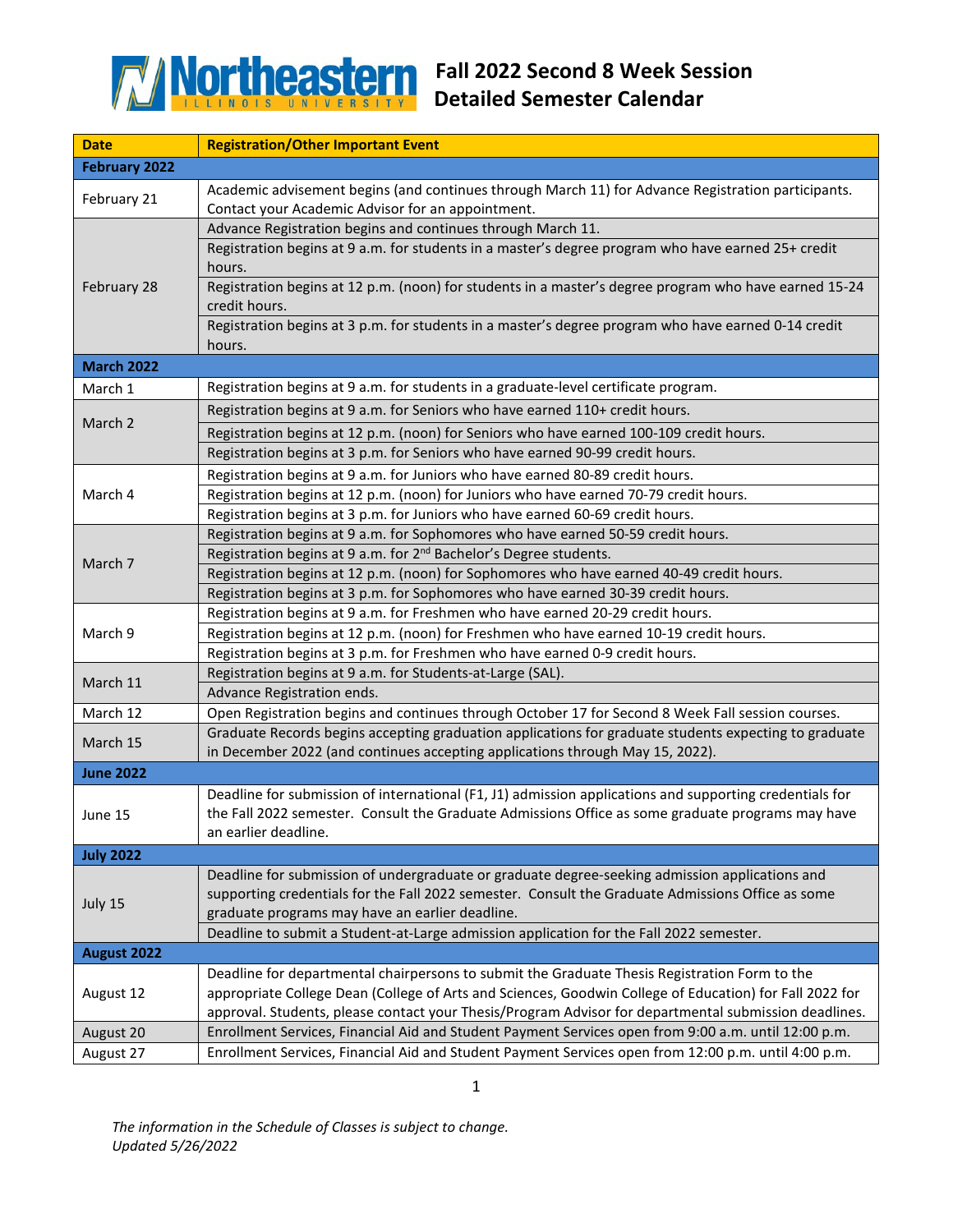# Northeastern Illinois University

## Fall 2022 Second 8 Week Session Detailed Semester Calendar

| Date | Registration/Other Important Event |
|---|---|
| **February 2022** | |
| February 21 | Academic advisement begins (and continues through March 11) for Advance Registration participants. Contact your Academic Advisor for an appointment. |
| February 28 | Advance Registration begins and continues through March 11. |
| | Registration begins at 9 a.m. for students in a master's degree program who have earned 25+ credit hours. |
| | Registration begins at 12 p.m. (noon) for students in a master's degree program who have earned 15-24 credit hours. |
| | Registration begins at 3 p.m. for students in a master's degree program who have earned 0-14 credit hours. |
| **March 2022** | |
| March 1 | Registration begins at 9 a.m. for students in a graduate-level certificate program. |
| March 2 | Registration begins at 9 a.m. for Seniors who have earned 110+ credit hours. |
| | Registration begins at 12 p.m. (noon) for Seniors who have earned 100-109 credit hours. |
| | Registration begins at 3 p.m. for Seniors who have earned 90-99 credit hours. |
| March 4 | Registration begins at 9 a.m. for Juniors who have earned 80-89 credit hours. |
| | Registration begins at 12 p.m. (noon) for Juniors who have earned 70-79 credit hours. |
| | Registration begins at 3 p.m. for Juniors who have earned 60-69 credit hours. |
| March 7 | Registration begins at 9 a.m. for Sophomores who have earned 50-59 credit hours. |
| | Registration begins at 9 a.m. for 2nd Bachelor's Degree students. |
| | Registration begins at 12 p.m. (noon) for Sophomores who have earned 40-49 credit hours. |
| | Registration begins at 3 p.m. for Sophomores who have earned 30-39 credit hours. |
| March 9 | Registration begins at 9 a.m. for Freshmen who have earned 20-29 credit hours. |
| | Registration begins at 12 p.m. (noon) for Freshmen who have earned 10-19 credit hours. |
| | Registration begins at 3 p.m. for Freshmen who have earned 0-9 credit hours. |
| March 11 | Registration begins at 9 a.m. for Students-at-Large (SAL). |
| | Advance Registration ends. |
| March 12 | Open Registration begins and continues through October 17 for Second 8 Week Fall session courses. |
| March 15 | Graduate Records begins accepting graduation applications for graduate students expecting to graduate in December 2022 (and continues accepting applications through May 15, 2022). |
| **June 2022** | |
| June 15 | Deadline for submission of international (F1, J1) admission applications and supporting credentials for the Fall 2022 semester. Consult the Graduate Admissions Office as some graduate programs may have an earlier deadline. |
| **July 2022** | |
| July 15 | Deadline for submission of undergraduate or graduate degree-seeking admission applications and supporting credentials for the Fall 2022 semester. Consult the Graduate Admissions Office as some graduate programs may have an earlier deadline. |
| | Deadline to submit a Student-at-Large admission application for the Fall 2022 semester. |
| **August 2022** | |
| August 12 | Deadline for departmental chairpersons to submit the Graduate Thesis Registration Form to the appropriate College Dean (College of Arts and Sciences, Goodwin College of Education) for Fall 2022 for approval. Students, please contact your Thesis/Program Advisor for departmental submission deadlines. |
| August 20 | Enrollment Services, Financial Aid and Student Payment Services open from 9:00 a.m. until 12:00 p.m. |
| August 27 | Enrollment Services, Financial Aid and Student Payment Services open from 12:00 p.m. until 4:00 p.m. |

*The information in the Schedule of Classes is subject to change.*
*Updated 5/26/2022*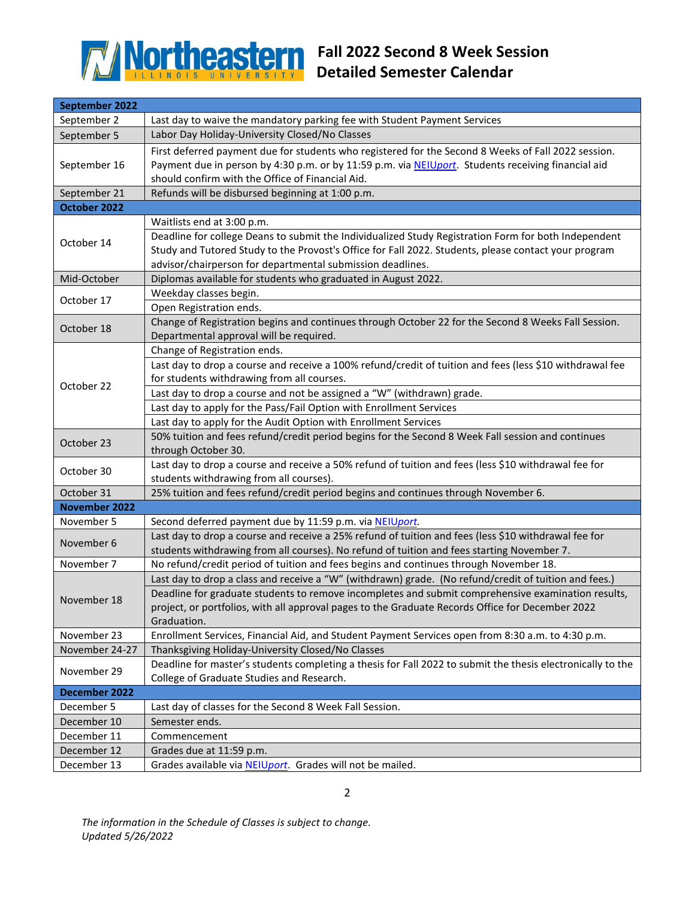# Fall 2022 Second 8 Week Session Detailed Semester Calendar

| September 2022 | |
|---|---|
| September 2 | Last day to waive the mandatory parking fee with Student Payment Services |
| September 5 | Labor Day Holiday-University Closed/No Classes |
| September 16 | First deferred payment due for students who registered for the Second 8 Weeks of Fall 2022 session. Payment due in person by 4:30 p.m. or by 11:59 p.m. via NEIU*port*. Students receiving financial aid should confirm with the Office of Financial Aid. |
| September 21 | Refunds will be disbursed beginning at 1:00 p.m. |
| **October 2022** | |
| October 14 | Waitlists end at 3:00 p.m. |
| | Deadline for college Deans to submit the Individualized Study Registration Form for both Independent Study and Tutored Study to the Provost's Office for Fall 2022. Students, please contact your program advisor/chairperson for departmental submission deadlines. |
| Mid-October | Diplomas available for students who graduated in August 2022. |
| October 17 | Weekday classes begin. |
| | Open Registration ends. |
| October 18 | Change of Registration begins and continues through October 22 for the Second 8 Weeks Fall Session. Departmental approval will be required. |
| October 22 | Change of Registration ends. |
| | Last day to drop a course and receive a 100% refund/credit of tuition and fees (less $10 withdrawal fee for students withdrawing from all courses. |
| | Last day to drop a course and not be assigned a "W" (withdrawn) grade. |
| | Last day to apply for the Pass/Fail Option with Enrollment Services |
| | Last day to apply for the Audit Option with Enrollment Services |
| October 23 | 50% tuition and fees refund/credit period begins for the Second 8 Week Fall session and continues through October 30. |
| October 30 | Last day to drop a course and receive a 50% refund of tuition and fees (less $10 withdrawal fee for students withdrawing from all courses). |
| October 31 | 25% tuition and fees refund/credit period begins and continues through November 6. |
| **November 2022** | |
| November 5 | Second deferred payment due by 11:59 p.m. via NEIU*port*. |
| November 6 | Last day to drop a course and receive a 25% refund of tuition and fees (less $10 withdrawal fee for students withdrawing from all courses). No refund of tuition and fees starting November 7. |
| November 7 | No refund/credit period of tuition and fees begins and continues through November 18. |
| November 18 | Last day to drop a class and receive a "W" (withdrawn) grade. (No refund/credit of tuition and fees.) |
| | Deadline for graduate students to remove incompletes and submit comprehensive examination results, project, or portfolios, with all approval pages to the Graduate Records Office for December 2022 Graduation. |
| November 23 | Enrollment Services, Financial Aid, and Student Payment Services open from 8:30 a.m. to 4:30 p.m. |
| November 24-27 | Thanksgiving Holiday-University Closed/No Classes |
| November 29 | Deadline for master's students completing a thesis for Fall 2022 to submit the thesis electronically to the College of Graduate Studies and Research. |
| **December 2022** | |
| December 5 | Last day of classes for the Second 8 Week Fall Session. |
| December 10 | Semester ends. |
| December 11 | Commencement |
| December 12 | Grades due at 11:59 p.m. |
| December 13 | Grades available via NEIU*port*. Grades will not be mailed. |

*The information in the Schedule of Classes is subject to change.*
*Updated 5/26/2022*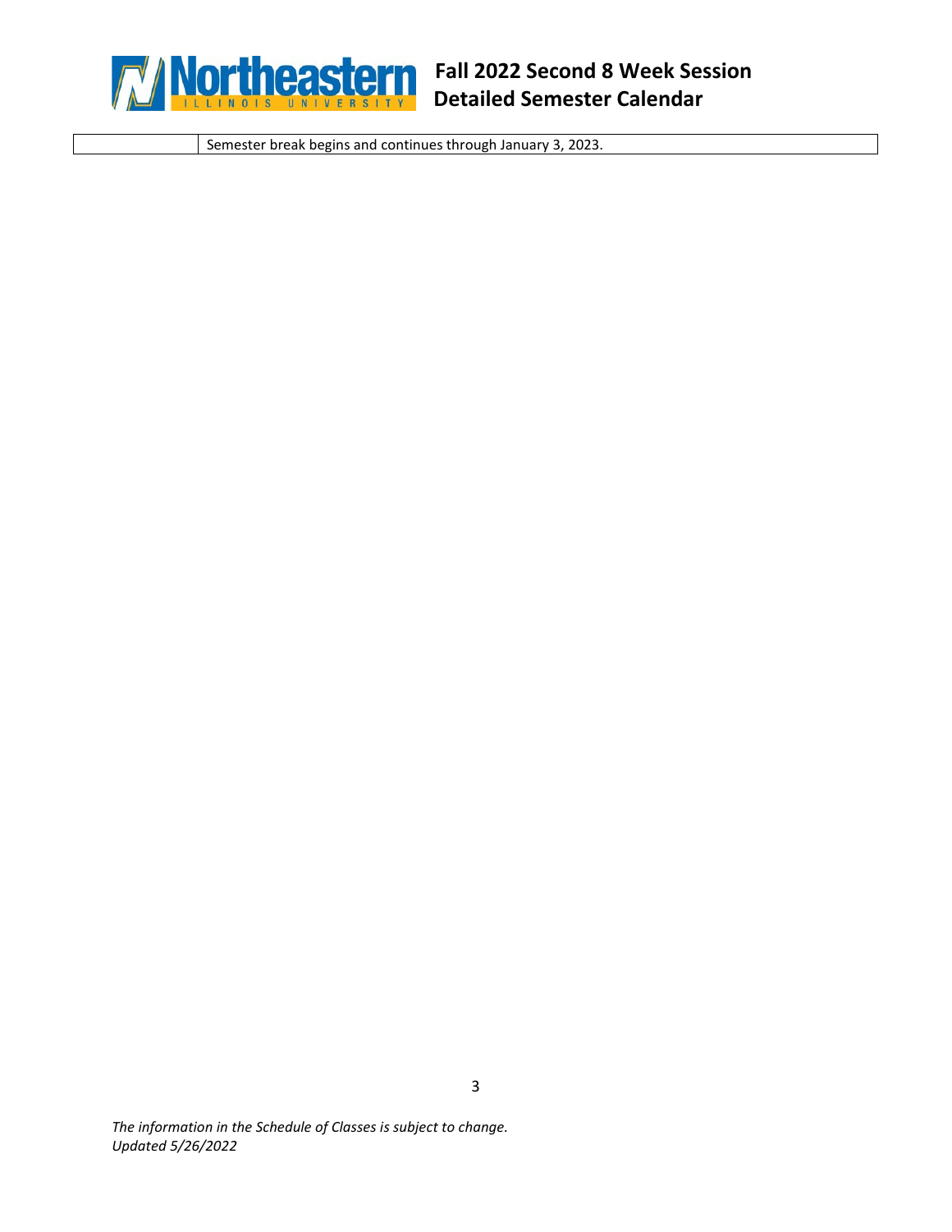| | |
|---|---|
| | Semester break begins and continues through January 3, 2023. |

*The information in the Schedule of Classes is subject to change.*
*Updated 5/26/2022*